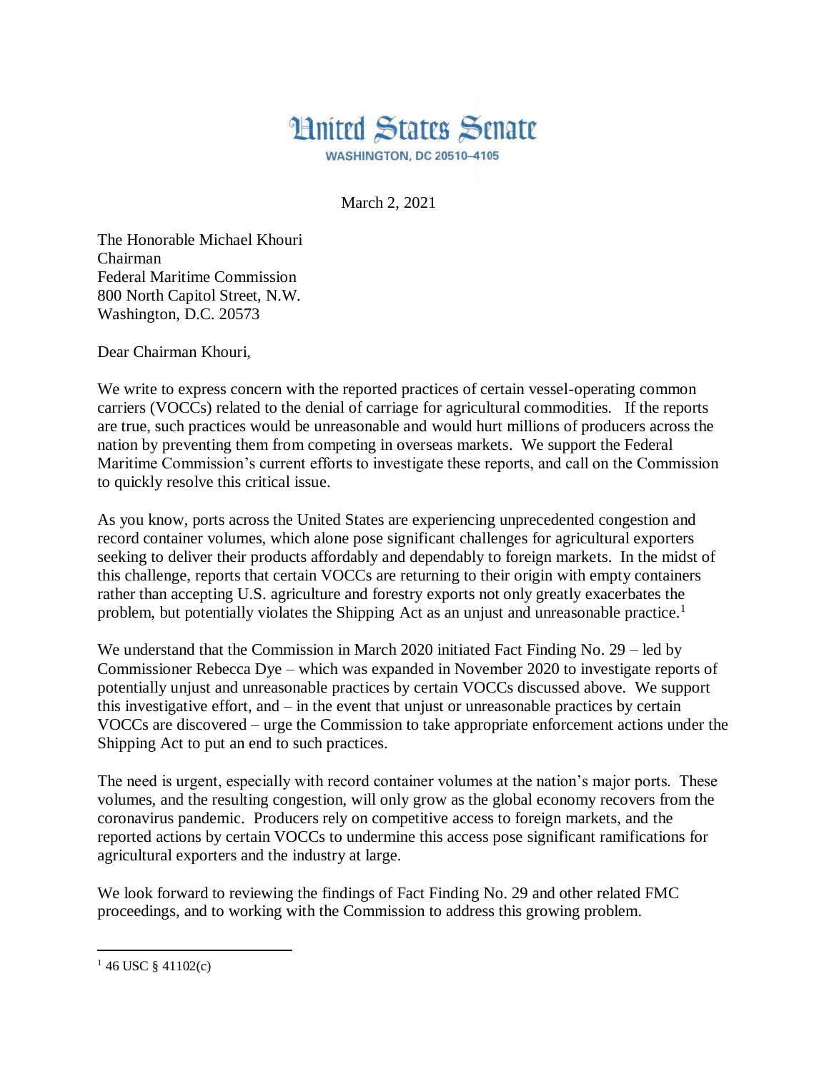# United States Senate

WASHINGTON, DC 20510–4105

March 2, 2021

The Honorable Michael Khouri
Chairman
Federal Maritime Commission
800 North Capitol Street, N.W.
Washington, D.C. 20573

Dear Chairman Khouri,

We write to express concern with the reported practices of certain vessel-operating common carriers (VOCCs) related to the denial of carriage for agricultural commodities. If the reports are true, such practices would be unreasonable and would hurt millions of producers across the nation by preventing them from competing in overseas markets. We support the Federal Maritime Commission's current efforts to investigate these reports, and call on the Commission to quickly resolve this critical issue.

As you know, ports across the United States are experiencing unprecedented congestion and record container volumes, which alone pose significant challenges for agricultural exporters seeking to deliver their products affordably and dependably to foreign markets. In the midst of this challenge, reports that certain VOCCs are returning to their origin with empty containers rather than accepting U.S. agriculture and forestry exports not only greatly exacerbates the problem, but potentially violates the Shipping Act as an unjust and unreasonable practice.[1]

We understand that the Commission in March 2020 initiated Fact Finding No. 29 – led by Commissioner Rebecca Dye – which was expanded in November 2020 to investigate reports of potentially unjust and unreasonable practices by certain VOCCs discussed above. We support this investigative effort, and – in the event that unjust or unreasonable practices by certain VOCCs are discovered – urge the Commission to take appropriate enforcement actions under the Shipping Act to put an end to such practices.

The need is urgent, especially with record container volumes at the nation's major ports. These volumes, and the resulting congestion, will only grow as the global economy recovers from the coronavirus pandemic. Producers rely on competitive access to foreign markets, and the reported actions by certain VOCCs to undermine this access pose significant ramifications for agricultural exporters and the industry at large.

We look forward to reviewing the findings of Fact Finding No. 29 and other related FMC proceedings, and to working with the Commission to address this growing problem.

---

[1] 46 USC § 41102(c)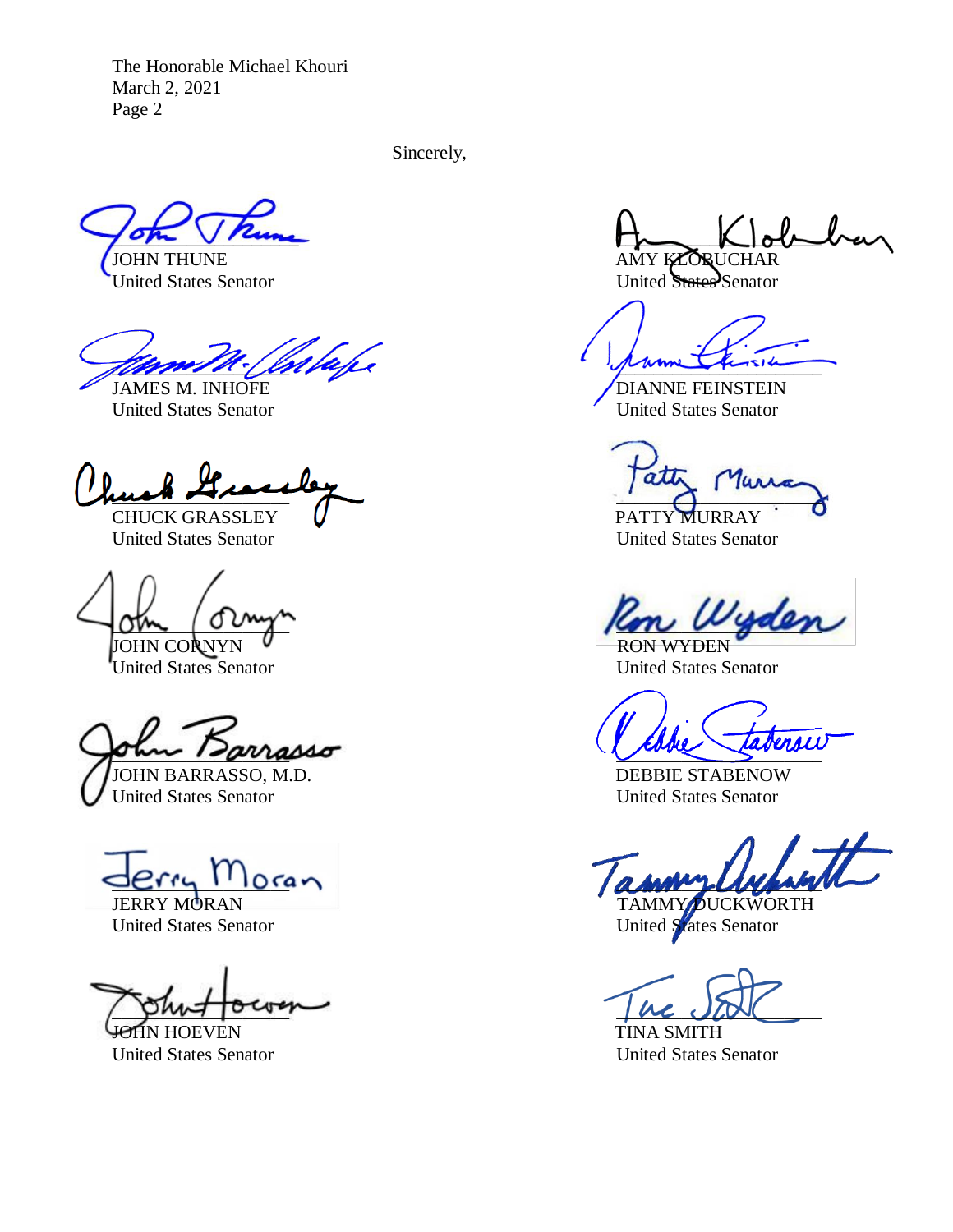The Honorable Michael Khouri
March 2, 2021

Sincerely,

JOHN THUNE
United States Senator

AMY KLOBUCHAR
United States Senator

JAMES M. INHOFE
United States Senator

DIANNE FEINSTEIN
United States Senator

CHUCK GRASSLEY
United States Senator

PATTY MURRAY
United States Senator

JOHN CORNYN
United States Senator

RON WYDEN
United States Senator

JOHN BARRASSO, M.D.
United States Senator

DEBBIE STABENOW
United States Senator

JERRY MORAN
United States Senator

TAMMY DUCKWORTH
United States Senator

JOHN HOEVEN
United States Senator

TINA SMITH
United States Senator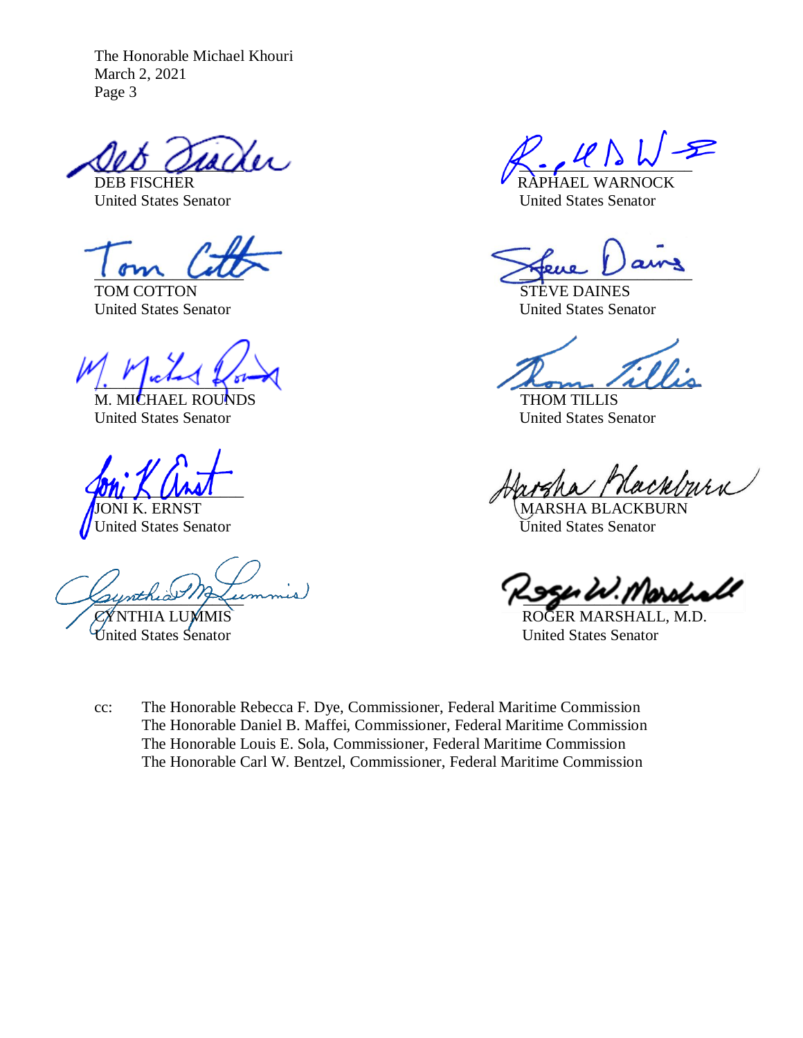The Honorable Michael Khouri
March 2, 2021
Page 3

DEB FISCHER
United States Senator

RAPHAEL WARNOCK
United States Senator

TOM COTTON
United States Senator

STEVE DAINES
United States Senator

M. MICHAEL ROUNDS
United States Senator

THOM TILLIS
United States Senator

JONI K. ERNST
United States Senator

MARSHA BLACKBURN
United States Senator

CYNTHIA LUMMIS
United States Senator

ROGER MARSHALL, M.D.
United States Senator

cc: The Honorable Rebecca F. Dye, Commissioner, Federal Maritime Commission
The Honorable Daniel B. Maffei, Commissioner, Federal Maritime Commission
The Honorable Louis E. Sola, Commissioner, Federal Maritime Commission
The Honorable Carl W. Bentzel, Commissioner, Federal Maritime Commission